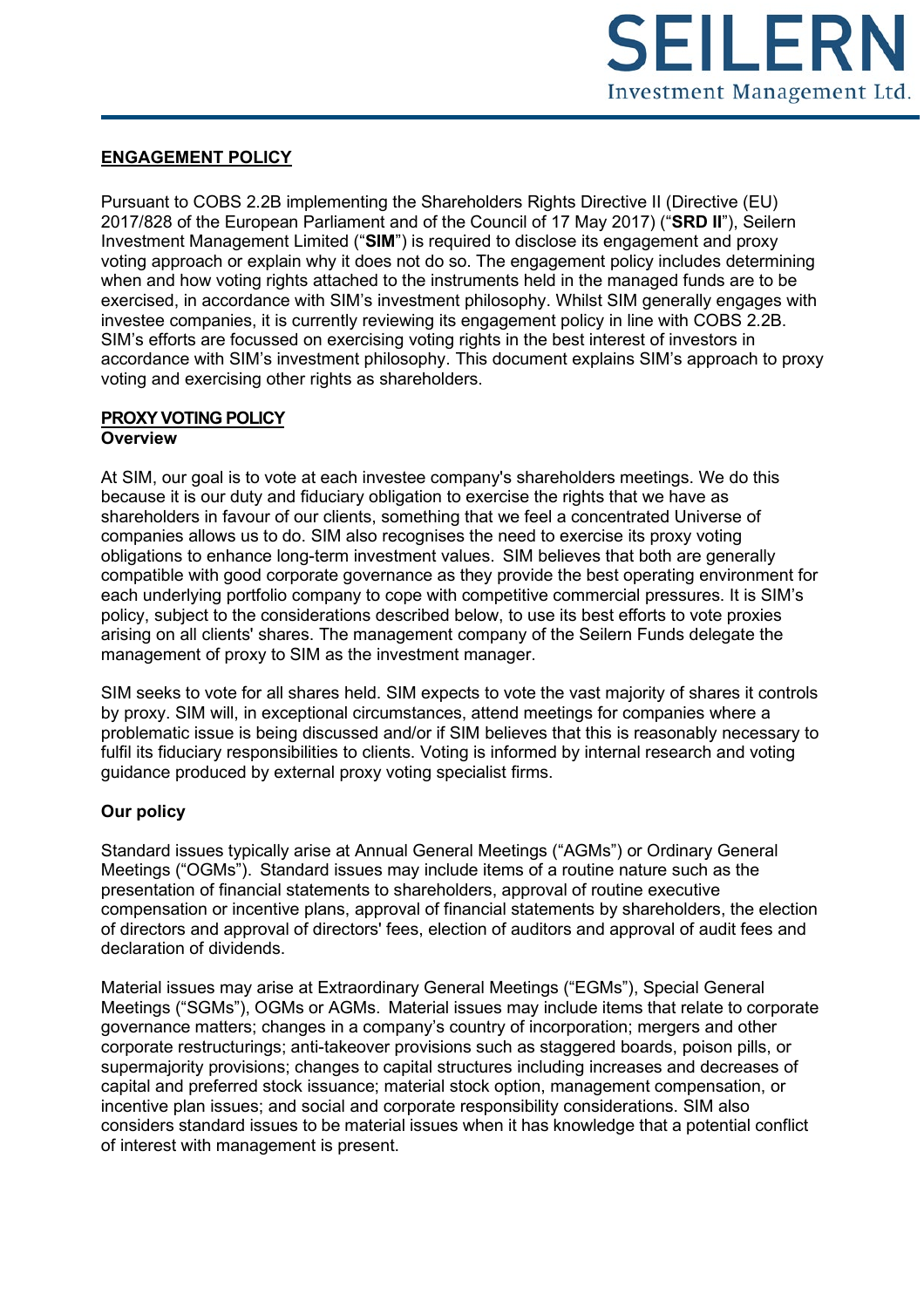# SEILERN

Investment Management Ltd.

## ENGAGEMENT POLICY

Pursuant to COBS 2.2B implementing the Shareholders Rights Directive II (Directive (EU) 2017/828 of the European Parliament and of the Council of 17 May 2017) ("**SRD II**"), Seilern Investment Management Limited ("**SIM**") is required to disclose its engagement and proxy voting approach or explain why it does not do so. The engagement policy includes determining when and how voting rights attached to the instruments held in the managed funds are to be exercised, in accordance with SIM's investment philosophy. Whilst SIM generally engages with investee companies, it is currently reviewing its engagement policy in line with COBS 2.2B. SIM's efforts are focussed on exercising voting rights in the best interest of investors in accordance with SIM's investment philosophy. This document explains SIM's approach to proxy voting and exercising other rights as shareholders.

## PROXY VOTING POLICY

### Overview

At SIM, our goal is to vote at each investee company's shareholders meetings. We do this because it is our duty and fiduciary obligation to exercise the rights that we have as shareholders in favour of our clients, something that we feel a concentrated Universe of companies allows us to do. SIM also recognises the need to exercise its proxy voting obligations to enhance long-term investment values. SIM believes that both are generally compatible with good corporate governance as they provide the best operating environment for each underlying portfolio company to cope with competitive commercial pressures. It is SIM's policy, subject to the considerations described below, to use its best efforts to vote proxies arising on all clients' shares. The management company of the Seilern Funds delegate the management of proxy to SIM as the investment manager.

SIM seeks to vote for all shares held. SIM expects to vote the vast majority of shares it controls by proxy. SIM will, in exceptional circumstances, attend meetings for companies where a problematic issue is being discussed and/or if SIM believes that this is reasonably necessary to fulfil its fiduciary responsibilities to clients. Voting is informed by internal research and voting guidance produced by external proxy voting specialist firms.

### Our policy

Standard issues typically arise at Annual General Meetings ("AGMs") or Ordinary General Meetings ("OGMs"). Standard issues may include items of a routine nature such as the presentation of financial statements to shareholders, approval of routine executive compensation or incentive plans, approval of financial statements by shareholders, the election of directors and approval of directors' fees, election of auditors and approval of audit fees and declaration of dividends.

Material issues may arise at Extraordinary General Meetings ("EGMs"), Special General Meetings ("SGMs"), OGMs or AGMs. Material issues may include items that relate to corporate governance matters; changes in a company's country of incorporation; mergers and other corporate restructurings; anti-takeover provisions such as staggered boards, poison pills, or supermajority provisions; changes to capital structures including increases and decreases of capital and preferred stock issuance; material stock option, management compensation, or incentive plan issues; and social and corporate responsibility considerations. SIM also considers standard issues to be material issues when it has knowledge that a potential conflict of interest with management is present.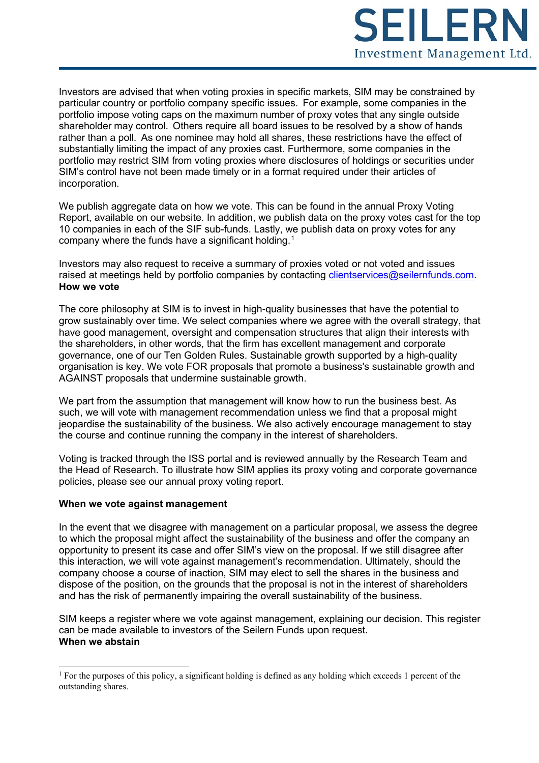Investors are advised that when voting proxies in specific markets, SIM may be constrained by particular country or portfolio company specific issues. For example, some companies in the portfolio impose voting caps on the maximum number of proxy votes that any single outside shareholder may control. Others require all board issues to be resolved by a show of hands rather than a poll. As one nominee may hold all shares, these restrictions have the effect of substantially limiting the impact of any proxies cast. Furthermore, some companies in the portfolio may restrict SIM from voting proxies where disclosures of holdings or securities under SIM's control have not been made timely or in a format required under their articles of incorporation.

We publish aggregate data on how we vote. This can be found in the annual Proxy Voting Report, available on our website. In addition, we publish data on the proxy votes cast for the top 10 companies in each of the SIF sub-funds. Lastly, we publish data on proxy votes for any company where the funds have a significant holding.[1]

Investors may also request to receive a summary of proxies voted or not voted and issues raised at meetings held by portfolio companies by contacting clientservices@seilernfunds.com.

**How we vote**

The core philosophy at SIM is to invest in high-quality businesses that have the potential to grow sustainably over time. We select companies where we agree with the overall strategy, that have good management, oversight and compensation structures that align their interests with the shareholders, in other words, that the firm has excellent management and corporate governance, one of our Ten Golden Rules. Sustainable growth supported by a high-quality organisation is key. We vote FOR proposals that promote a business's sustainable growth and AGAINST proposals that undermine sustainable growth.

We part from the assumption that management will know how to run the business best. As such, we will vote with management recommendation unless we find that a proposal might jeopardise the sustainability of the business. We also actively encourage management to stay the course and continue running the company in the interest of shareholders.

Voting is tracked through the ISS portal and is reviewed annually by the Research Team and the Head of Research. To illustrate how SIM applies its proxy voting and corporate governance policies, please see our annual proxy voting report.

**When we vote against management**

In the event that we disagree with management on a particular proposal, we assess the degree to which the proposal might affect the sustainability of the business and offer the company an opportunity to present its case and offer SIM's view on the proposal. If we still disagree after this interaction, we will vote against management's recommendation. Ultimately, should the company choose a course of inaction, SIM may elect to sell the shares in the business and dispose of the position, on the grounds that the proposal is not in the interest of shareholders and has the risk of permanently impairing the overall sustainability of the business.

SIM keeps a register where we vote against management, explaining our decision. This register can be made available to investors of the Seilern Funds upon request.

**When we abstain**

---

[1] For the purposes of this policy, a significant holding is defined as any holding which exceeds 1 percent of the outstanding shares.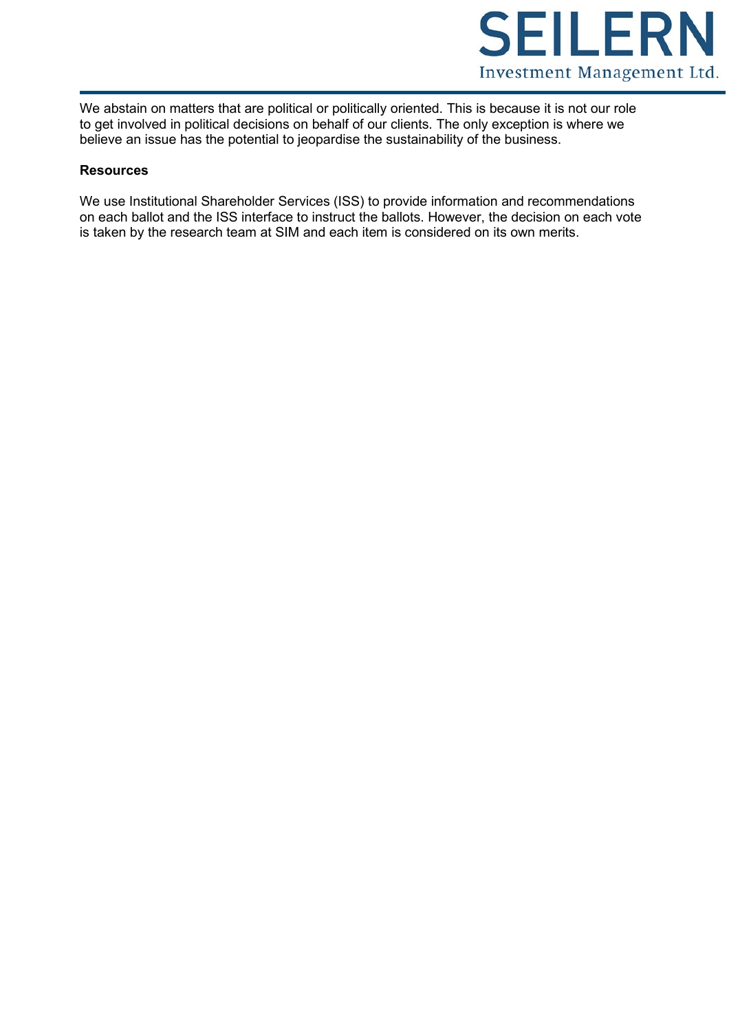We abstain on matters that are political or politically oriented. This is because it is not our role to get involved in political decisions on behalf of our clients. The only exception is where we believe an issue has the potential to jeopardise the sustainability of the business.

**Resources**

We use Institutional Shareholder Services (ISS) to provide information and recommendations on each ballot and the ISS interface to instruct the ballots. However, the decision on each vote is taken by the research team at SIM and each item is considered on its own merits.